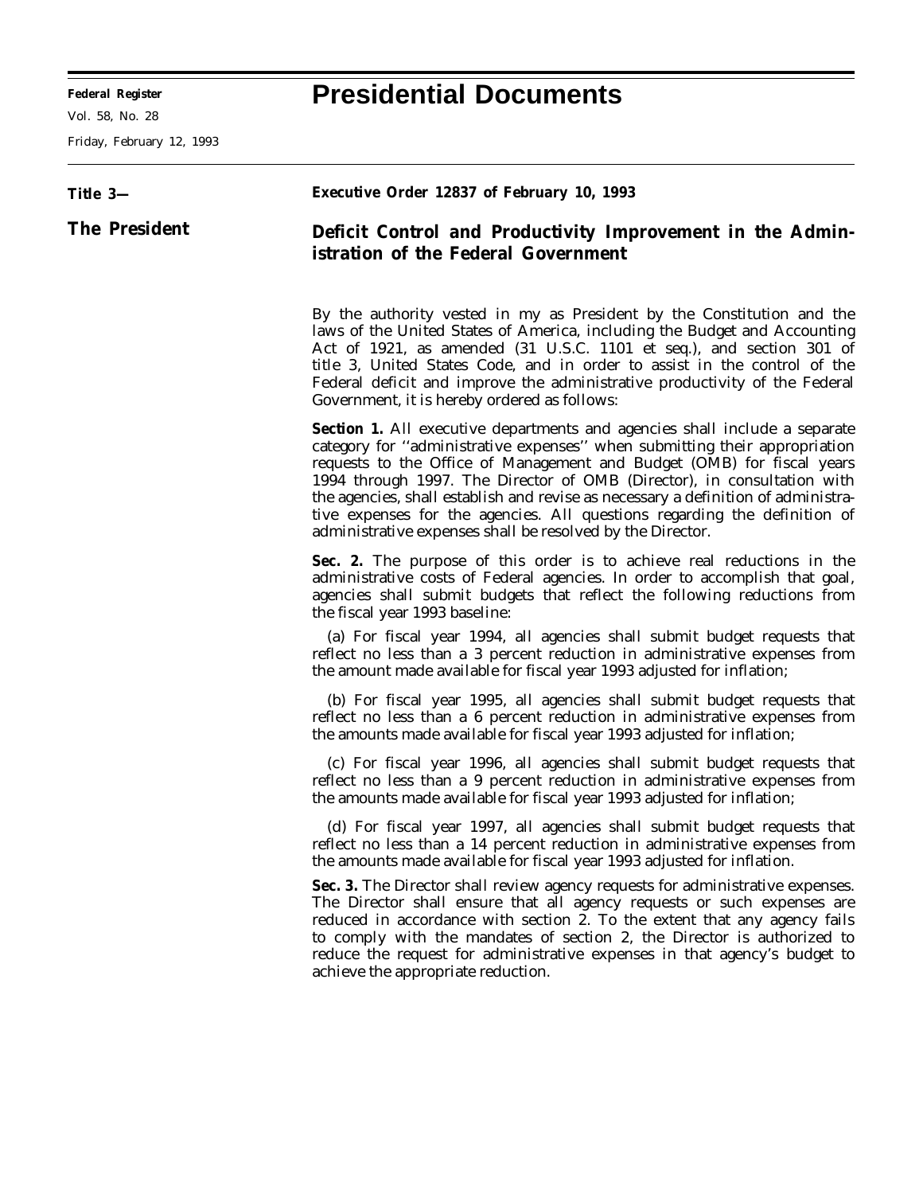**Federal Register**

Vol. 58, No. 28

Friday, February 12, 1993

# Presidential Documents

**Title 3—**

**The President**

**Executive Order 12837 of February 10, 1993**

## Deficit Control and Productivity Improvement in the Administration of the Federal Government

By the authority vested in my as President by the Constitution and the laws of the United States of America, including the Budget and Accounting Act of 1921, as amended (31 U.S.C. 1101 et seq.), and section 301 of title 3, United States Code, and in order to assist in the control of the Federal deficit and improve the administrative productivity of the Federal Government, it is hereby ordered as follows:

**Section 1.** All executive departments and agencies shall include a separate category for ''administrative expenses'' when submitting their appropriation requests to the Office of Management and Budget (OMB) for fiscal years 1994 through 1997. The Director of OMB (Director), in consultation with the agencies, shall establish and revise as necessary a definition of administrative expenses for the agencies. All questions regarding the definition of administrative expenses shall be resolved by the Director.

**Sec. 2.** The purpose of this order is to achieve real reductions in the administrative costs of Federal agencies. In order to accomplish that goal, agencies shall submit budgets that reflect the following reductions from the fiscal year 1993 baseline:

(a) For fiscal year 1994, all agencies shall submit budget requests that reflect no less than a 3 percent reduction in administrative expenses from the amount made available for fiscal year 1993 adjusted for inflation;

(b) For fiscal year 1995, all agencies shall submit budget requests that reflect no less than a 6 percent reduction in administrative expenses from the amounts made available for fiscal year 1993 adjusted for inflation;

(c) For fiscal year 1996, all agencies shall submit budget requests that reflect no less than a 9 percent reduction in administrative expenses from the amounts made available for fiscal year 1993 adjusted for inflation;

(d) For fiscal year 1997, all agencies shall submit budget requests that reflect no less than a 14 percent reduction in administrative expenses from the amounts made available for fiscal year 1993 adjusted for inflation.

**Sec. 3.** The Director shall review agency requests for administrative expenses. The Director shall ensure that all agency requests or such expenses are reduced in accordance with section 2. To the extent that any agency fails to comply with the mandates of section 2, the Director is authorized to reduce the request for administrative expenses in that agency's budget to achieve the appropriate reduction.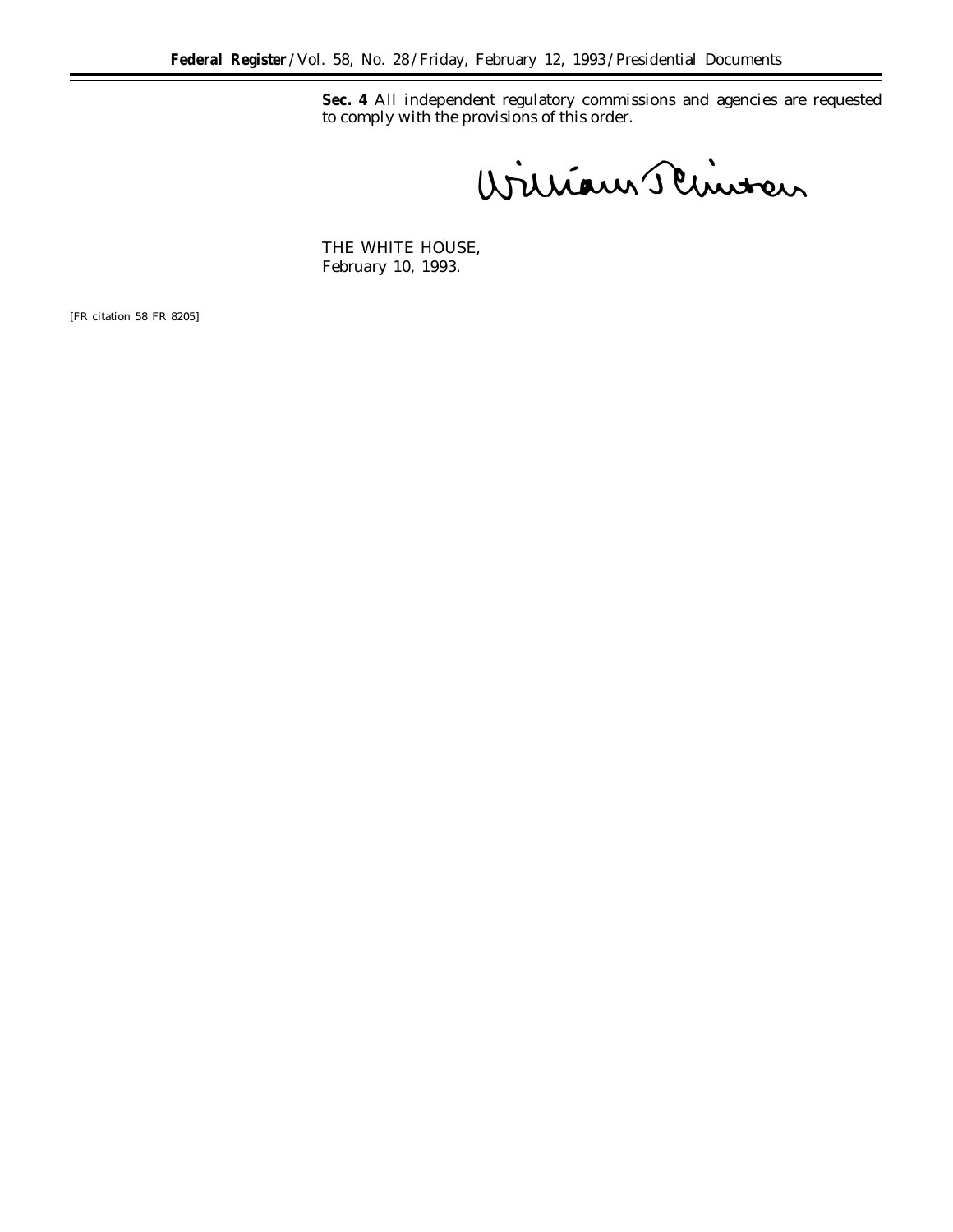**Sec. 4** All independent regulatory commissions and agencies are requested to comply with the provisions of this order.

William J. Clinton

THE WHITE HOUSE,
February 10, 1993.

[FR citation 58 FR 8205]